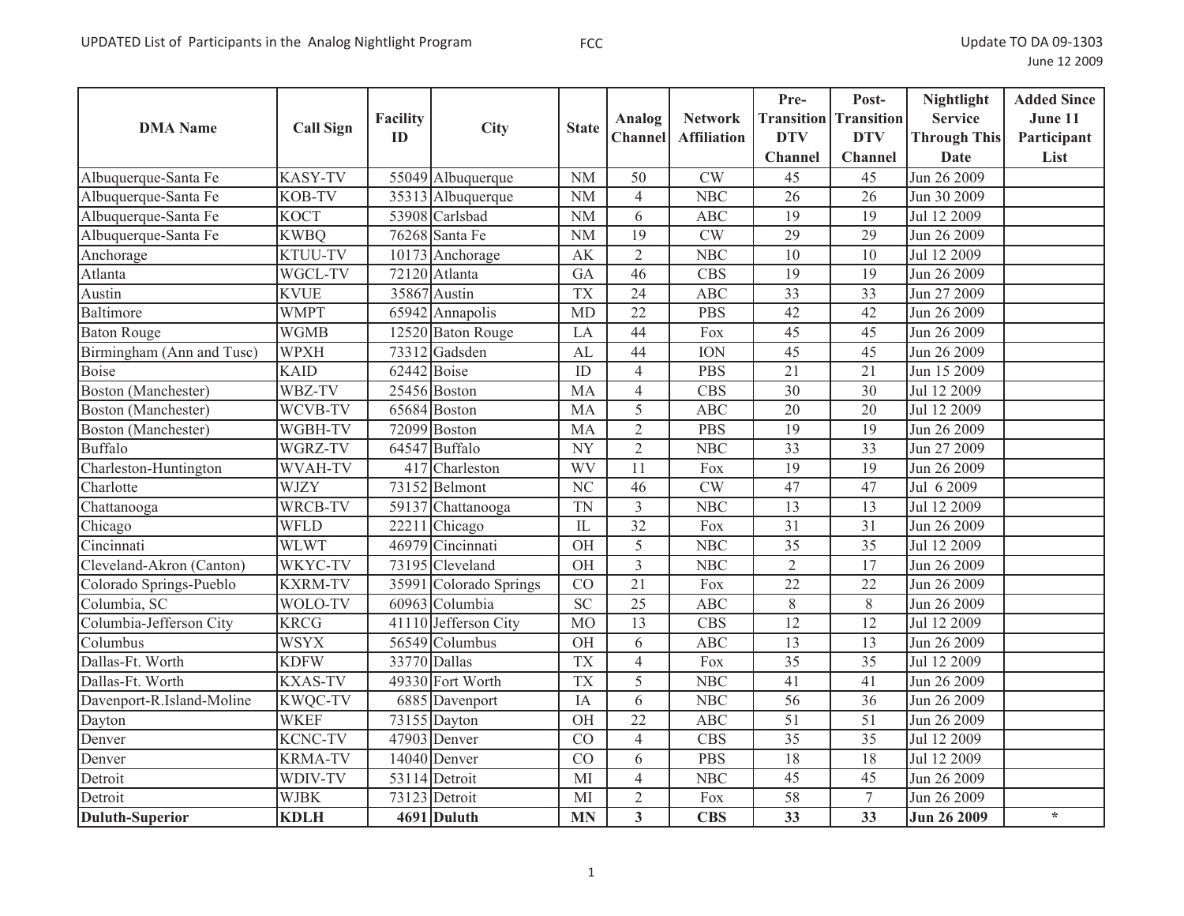UPDATED List of Participants in the Analog Nightlight Program

FCC

Update TO DA 09-1303
June 12 2009

| DMA Name | Call Sign | Facility ID | City | State | Analog Channel | Network Affiliation | Pre-Transition DTV Channel | Post-Transition DTV Channel | Nightlight Service Through This Date | Added Since June 11 Participant List |
|---|---|---|---|---|---|---|---|---|---|---|
| Albuquerque-Santa Fe | KASY-TV | 55049 | Albuquerque | NM | 50 | CW | 45 | 45 | Jun 26 2009 | |
| Albuquerque-Santa Fe | KOB-TV | 35313 | Albuquerque | NM | 4 | NBC | 26 | 26 | Jun 30 2009 | |
| Albuquerque-Santa Fe | KOCT | 53908 | Carlsbad | NM | 6 | ABC | 19 | 19 | Jul 12 2009 | |
| Albuquerque-Santa Fe | KWBQ | 76268 | Santa Fe | NM | 19 | CW | 29 | 29 | Jun 26 2009 | |
| Anchorage | KTUU-TV | 10173 | Anchorage | AK | 2 | NBC | 10 | 10 | Jul 12 2009 | |
| Atlanta | WGCL-TV | 72120 | Atlanta | GA | 46 | CBS | 19 | 19 | Jun 26 2009 | |
| Austin | KVUE | 35867 | Austin | TX | 24 | ABC | 33 | 33 | Jun 27 2009 | |
| Baltimore | WMPT | 65942 | Annapolis | MD | 22 | PBS | 42 | 42 | Jun 26 2009 | |
| Baton Rouge | WGMB | 12520 | Baton Rouge | LA | 44 | Fox | 45 | 45 | Jun 26 2009 | |
| Birmingham (Ann and Tusc) | WPXH | 73312 | Gadsden | AL | 44 | ION | 45 | 45 | Jun 26 2009 | |
| Boise | KAID | 62442 | Boise | ID | 4 | PBS | 21 | 21 | Jun 15 2009 | |
| Boston (Manchester) | WBZ-TV | 25456 | Boston | MA | 4 | CBS | 30 | 30 | Jul 12 2009 | |
| Boston (Manchester) | WCVB-TV | 65684 | Boston | MA | 5 | ABC | 20 | 20 | Jul 12 2009 | |
| Boston (Manchester) | WGBH-TV | 72099 | Boston | MA | 2 | PBS | 19 | 19 | Jun 26 2009 | |
| Buffalo | WGRZ-TV | 64547 | Buffalo | NY | 2 | NBC | 33 | 33 | Jun 27 2009 | |
| Charleston-Huntington | WVAH-TV | 417 | Charleston | WV | 11 | Fox | 19 | 19 | Jun 26 2009 | |
| Charlotte | WJZY | 73152 | Belmont | NC | 46 | CW | 47 | 47 | Jul 6 2009 | |
| Chattanooga | WRCB-TV | 59137 | Chattanooga | TN | 3 | NBC | 13 | 13 | Jul 12 2009 | |
| Chicago | WFLD | 22211 | Chicago | IL | 32 | Fox | 31 | 31 | Jun 26 2009 | |
| Cincinnati | WLWT | 46979 | Cincinnati | OH | 5 | NBC | 35 | 35 | Jul 12 2009 | |
| Cleveland-Akron (Canton) | WKYC-TV | 73195 | Cleveland | OH | 3 | NBC | 2 | 17 | Jun 26 2009 | |
| Colorado Springs-Pueblo | KXRM-TV | 35991 | Colorado Springs | CO | 21 | Fox | 22 | 22 | Jun 26 2009 | |
| Columbia, SC | WOLO-TV | 60963 | Columbia | SC | 25 | ABC | 8 | 8 | Jun 26 2009 | |
| Columbia-Jefferson City | KRCG | 41110 | Jefferson City | MO | 13 | CBS | 12 | 12 | Jul 12 2009 | |
| Columbus | WSYX | 56549 | Columbus | OH | 6 | ABC | 13 | 13 | Jun 26 2009 | |
| Dallas-Ft. Worth | KDFW | 33770 | Dallas | TX | 4 | Fox | 35 | 35 | Jul 12 2009 | |
| Dallas-Ft. Worth | KXAS-TV | 49330 | Fort Worth | TX | 5 | NBC | 41 | 41 | Jun 26 2009 | |
| Davenport-R.Island-Moline | KWQC-TV | 6885 | Davenport | IA | 6 | NBC | 56 | 36 | Jun 26 2009 | |
| Dayton | WKEF | 73155 | Dayton | OH | 22 | ABC | 51 | 51 | Jun 26 2009 | |
| Denver | KCNC-TV | 47903 | Denver | CO | 4 | CBS | 35 | 35 | Jul 12 2009 | |
| Denver | KRMA-TV | 14040 | Denver | CO | 6 | PBS | 18 | 18 | Jul 12 2009 | |
| Detroit | WDIV-TV | 53114 | Detroit | MI | 4 | NBC | 45 | 45 | Jun 26 2009 | |
| Detroit | WJBK | 73123 | Detroit | MI | 2 | Fox | 58 | 7 | Jun 26 2009 | |
| **Duluth-Superior** | **KDLH** | **4691** | **Duluth** | **MN** | **3** | **CBS** | **33** | **33** | **Jun 26 2009** | * |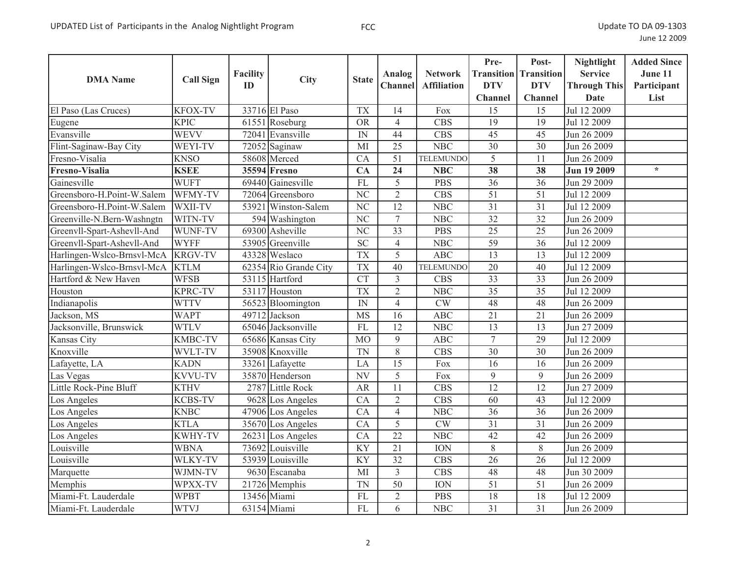| DMA Name | Call Sign | Facility ID | City | State | Analog Channel | Network Affiliation | Pre-Transition DTV Channel | Post-Transition DTV Channel | Nightlight Service Through This Date | Added Since June 11 Participant List |
|---|---|---|---|---|---|---|---|---|---|---|
| El Paso (Las Cruces) | KFOX-TV | 33716 | El Paso | TX | 14 | Fox | 15 | 15 | Jul 12 2009 | |
| Eugene | KPIC | 61551 | Roseburg | OR | 4 | CBS | 19 | 19 | Jul 12 2009 | |
| Evansville | WEVV | 72041 | Evansville | IN | 44 | CBS | 45 | 45 | Jun 26 2009 | |
| Flint-Saginaw-Bay City | WEYI-TV | 72052 | Saginaw | MI | 25 | NBC | 30 | 30 | Jun 26 2009 | |
| Fresno-Visalia | KNSO | 58608 | Merced | CA | 51 | TELEMUNDO | 5 | 11 | Jun 26 2009 | |
| **Fresno-Visalia** | **KSEE** | **35594** | **Fresno** | **CA** | **24** | **NBC** | **38** | **38** | **Jun 19 2009** | * |
| Gainesville | WUFT | 69440 | Gainesville | FL | 5 | PBS | 36 | 36 | Jun 29 2009 | |
| Greensboro-H.Point-W.Salem | WFMY-TV | 72064 | Greensboro | NC | 2 | CBS | 51 | 51 | Jul 12 2009 | |
| Greensboro-H.Point-W.Salem | WXII-TV | 53921 | Winston-Salem | NC | 12 | NBC | 31 | 31 | Jul 12 2009 | |
| Greenville-N.Bern-Washngtn | WITN-TV | 594 | Washington | NC | 7 | NBC | 32 | 32 | Jun 26 2009 | |
| Greenvll-Spart-Ashevll-And | WUNF-TV | 69300 | Asheville | NC | 33 | PBS | 25 | 25 | Jun 26 2009 | |
| Greenvll-Spart-Ashevll-And | WYFF | 53905 | Greenville | SC | 4 | NBC | 59 | 36 | Jul 12 2009 | |
| Harlingen-Wslco-Brnsvl-McA | KRGV-TV | 43328 | Weslaco | TX | 5 | ABC | 13 | 13 | Jul 12 2009 | |
| Harlingen-Wslco-Brnsvl-McA | KTLM | 62354 | Rio Grande City | TX | 40 | TELEMUNDO | 20 | 40 | Jul 12 2009 | |
| Hartford & New Haven | WFSB | 53115 | Hartford | CT | 3 | CBS | 33 | 33 | Jun 26 2009 | |
| Houston | KPRC-TV | 53117 | Houston | TX | 2 | NBC | 35 | 35 | Jul 12 2009 | |
| Indianapolis | WTTV | 56523 | Bloomington | IN | 4 | CW | 48 | 48 | Jun 26 2009 | |
| Jackson, MS | WAPT | 49712 | Jackson | MS | 16 | ABC | 21 | 21 | Jun 26 2009 | |
| Jacksonville, Brunswick | WTLV | 65046 | Jacksonville | FL | 12 | NBC | 13 | 13 | Jun 27 2009 | |
| Kansas City | KMBC-TV | 65686 | Kansas City | MO | 9 | ABC | 7 | 29 | Jul 12 2009 | |
| Knoxville | WVLT-TV | 35908 | Knoxville | TN | 8 | CBS | 30 | 30 | Jun 26 2009 | |
| Lafayette, LA | KADN | 33261 | Lafayette | LA | 15 | Fox | 16 | 16 | Jun 26 2009 | |
| Las Vegas | KVVU-TV | 35870 | Henderson | NV | 5 | Fox | 9 | 9 | Jun 26 2009 | |
| Little Rock-Pine Bluff | KTHV | 2787 | Little Rock | AR | 11 | CBS | 12 | 12 | Jun 27 2009 | |
| Los Angeles | KCBS-TV | 9628 | Los Angeles | CA | 2 | CBS | 60 | 43 | Jul 12 2009 | |
| Los Angeles | KNBC | 47906 | Los Angeles | CA | 4 | NBC | 36 | 36 | Jun 26 2009 | |
| Los Angeles | KTLA | 35670 | Los Angeles | CA | 5 | CW | 31 | 31 | Jun 26 2009 | |
| Los Angeles | KWHY-TV | 26231 | Los Angeles | CA | 22 | NBC | 42 | 42 | Jun 26 2009 | |
| Louisville | WBNA | 73692 | Louisville | KY | 21 | ION | 8 | 8 | Jun 26 2009 | |
| Louisville | WLKY-TV | 53939 | Louisville | KY | 32 | CBS | 26 | 26 | Jul 12 2009 | |
| Marquette | WJMN-TV | 9630 | Escanaba | MI | 3 | CBS | 48 | 48 | Jun 30 2009 | |
| Memphis | WPXX-TV | 21726 | Memphis | TN | 50 | ION | 51 | 51 | Jun 26 2009 | |
| Miami-Ft. Lauderdale | WPBT | 13456 | Miami | FL | 2 | PBS | 18 | 18 | Jul 12 2009 | |
| Miami-Ft. Lauderdale | WTVJ | 63154 | Miami | FL | 6 | NBC | 31 | 31 | Jun 26 2009 | |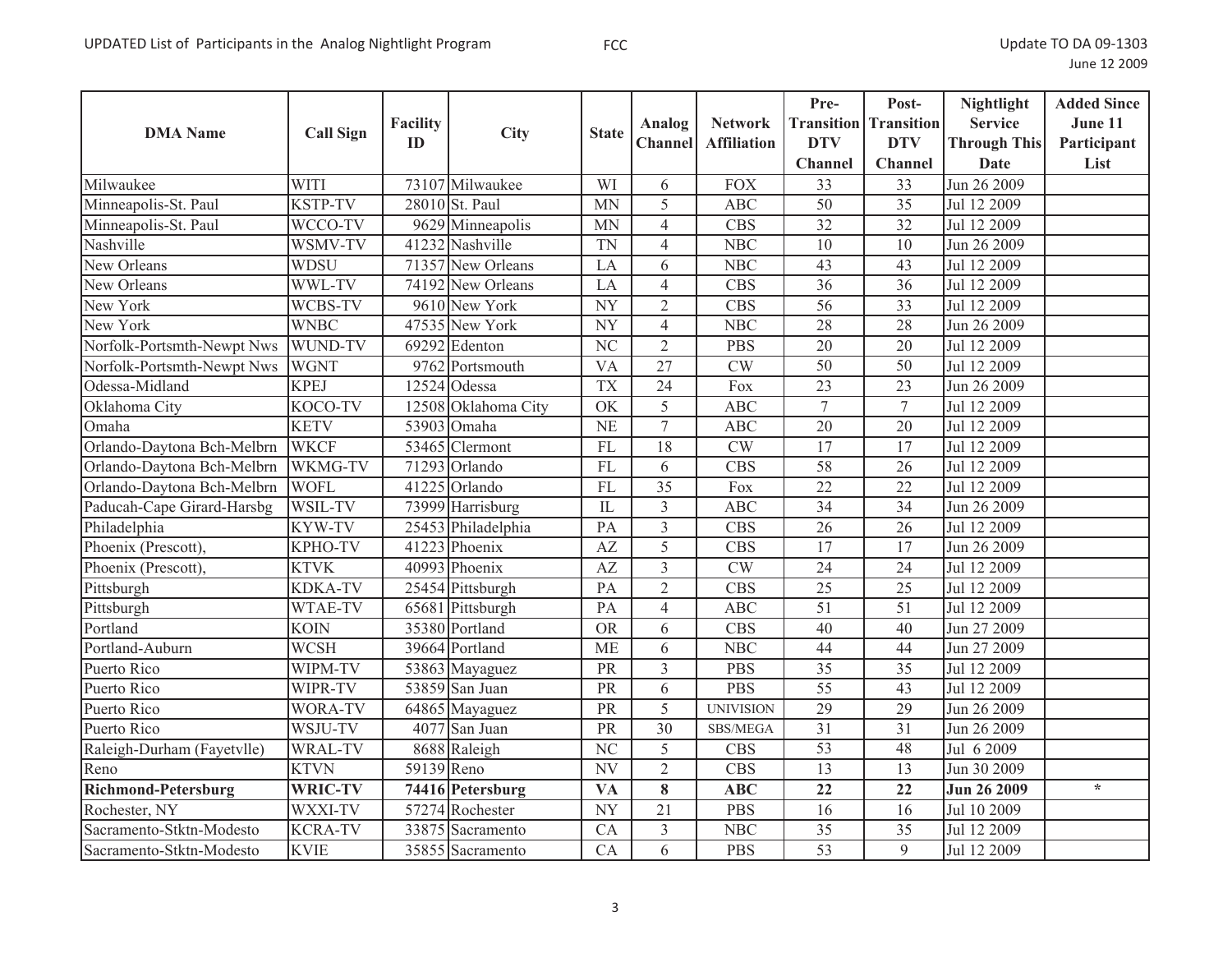| DMA Name | Call Sign | Facility ID | City | State | Analog Channel | Network Affiliation | Pre-Transition DTV Channel | Post-Transition DTV Channel | Nightlight Service Through This Date | Added Since June 11 Participant List |
|---|---|---|---|---|---|---|---|---|---|---|
| Milwaukee | WITI | 73107 | Milwaukee | WI | 6 | FOX | 33 | 33 | Jun 26 2009 | |
| Minneapolis-St. Paul | KSTP-TV | 28010 | St. Paul | MN | 5 | ABC | 50 | 35 | Jul 12 2009 | |
| Minneapolis-St. Paul | WCCO-TV | 9629 | Minneapolis | MN | 4 | CBS | 32 | 32 | Jul 12 2009 | |
| Nashville | WSMV-TV | 41232 | Nashville | TN | 4 | NBC | 10 | 10 | Jun 26 2009 | |
| New Orleans | WDSU | 71357 | New Orleans | LA | 6 | NBC | 43 | 43 | Jul 12 2009 | |
| New Orleans | WWL-TV | 74192 | New Orleans | LA | 4 | CBS | 36 | 36 | Jul 12 2009 | |
| New York | WCBS-TV | 9610 | New York | NY | 2 | CBS | 56 | 33 | Jul 12 2009 | |
| New York | WNBC | 47535 | New York | NY | 4 | NBC | 28 | 28 | Jun 26 2009 | |
| Norfolk-Portsmth-Newpt Nws | WUND-TV | 69292 | Edenton | NC | 2 | PBS | 20 | 20 | Jul 12 2009 | |
| Norfolk-Portsmth-Newpt Nws | WGNT | 9762 | Portsmouth | VA | 27 | CW | 50 | 50 | Jul 12 2009 | |
| Odessa-Midland | KPEJ | 12524 | Odessa | TX | 24 | Fox | 23 | 23 | Jun 26 2009 | |
| Oklahoma City | KOCO-TV | 12508 | Oklahoma City | OK | 5 | ABC | 7 | 7 | Jul 12 2009 | |
| Omaha | KETV | 53903 | Omaha | NE | 7 | ABC | 20 | 20 | Jul 12 2009 | |
| Orlando-Daytona Bch-Melbrn | WKCF | 53465 | Clermont | FL | 18 | CW | 17 | 17 | Jul 12 2009 | |
| Orlando-Daytona Bch-Melbrn | WKMG-TV | 71293 | Orlando | FL | 6 | CBS | 58 | 26 | Jul 12 2009 | |
| Orlando-Daytona Bch-Melbrn | WOFL | 41225 | Orlando | FL | 35 | Fox | 22 | 22 | Jul 12 2009 | |
| Paducah-Cape Girard-Harsbg | WSIL-TV | 73999 | Harrisburg | IL | 3 | ABC | 34 | 34 | Jun 26 2009 | |
| Philadelphia | KYW-TV | 25453 | Philadelphia | PA | 3 | CBS | 26 | 26 | Jul 12 2009 | |
| Phoenix (Prescott), | KPHO-TV | 41223 | Phoenix | AZ | 5 | CBS | 17 | 17 | Jun 26 2009 | |
| Phoenix (Prescott), | KTVK | 40993 | Phoenix | AZ | 3 | CW | 24 | 24 | Jul 12 2009 | |
| Pittsburgh | KDKA-TV | 25454 | Pittsburgh | PA | 2 | CBS | 25 | 25 | Jul 12 2009 | |
| Pittsburgh | WTAE-TV | 65681 | Pittsburgh | PA | 4 | ABC | 51 | 51 | Jul 12 2009 | |
| Portland | KOIN | 35380 | Portland | OR | 6 | CBS | 40 | 40 | Jun 27 2009 | |
| Portland-Auburn | WCSH | 39664 | Portland | ME | 6 | NBC | 44 | 44 | Jun 27 2009 | |
| Puerto Rico | WIPM-TV | 53863 | Mayaguez | PR | 3 | PBS | 35 | 35 | Jul 12 2009 | |
| Puerto Rico | WIPR-TV | 53859 | San Juan | PR | 6 | PBS | 55 | 43 | Jul 12 2009 | |
| Puerto Rico | WORA-TV | 64865 | Mayaguez | PR | 5 | UNIVISION | 29 | 29 | Jun 26 2009 | |
| Puerto Rico | WSJU-TV | 4077 | San Juan | PR | 30 | SBS/MEGA | 31 | 31 | Jun 26 2009 | |
| Raleigh-Durham (Fayetvlle) | WRAL-TV | 8688 | Raleigh | NC | 5 | CBS | 53 | 48 | Jul 6 2009 | |
| Reno | KTVN | 59139 | Reno | NV | 2 | CBS | 13 | 13 | Jun 30 2009 | |
| **Richmond-Petersburg** | **WRIC-TV** | **74416** | **Petersburg** | **VA** | **8** | **ABC** | **22** | **22** | **Jun 26 2009** | * |
| Rochester, NY | WXXI-TV | 57274 | Rochester | NY | 21 | PBS | 16 | 16 | Jul 10 2009 | |
| Sacramento-Stktn-Modesto | KCRA-TV | 33875 | Sacramento | CA | 3 | NBC | 35 | 35 | Jul 12 2009 | |
| Sacramento-Stktn-Modesto | KVIE | 35855 | Sacramento | CA | 6 | PBS | 53 | 9 | Jul 12 2009 | |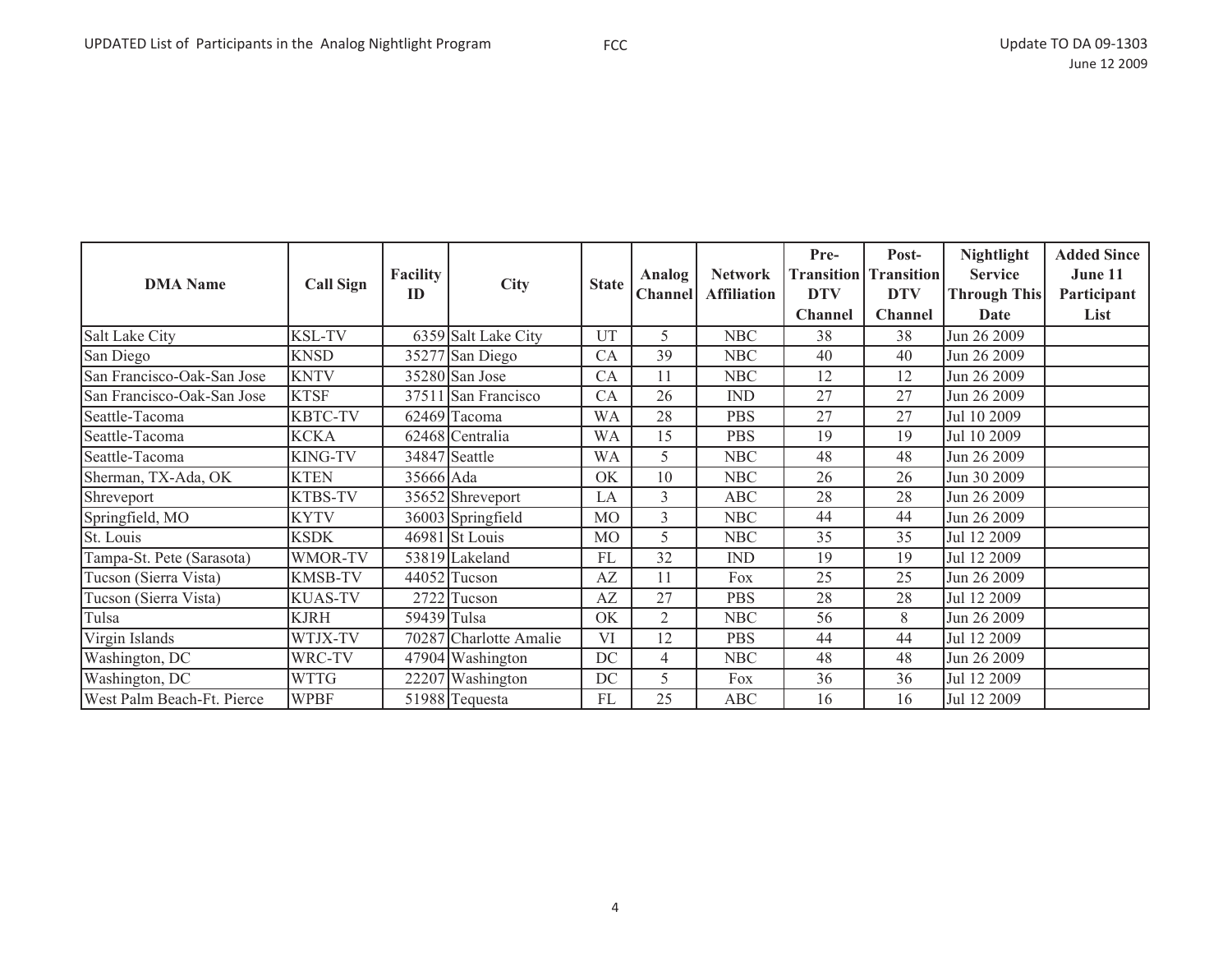| DMA Name | Call Sign | Facility ID | City | State | Analog Channel | Network Affiliation | Pre-Transition DTV Channel | Post-Transition DTV Channel | Nightlight Service Through This Date | Added Since June 11 Participant List |
|---|---|---|---|---|---|---|---|---|---|---|
| Salt Lake City | KSL-TV | 6359 | Salt Lake City | UT | 5 | NBC | 38 | 38 | Jun 26 2009 | |
| San Diego | KNSD | 35277 | San Diego | CA | 39 | NBC | 40 | 40 | Jun 26 2009 | |
| San Francisco-Oak-San Jose | KNTV | 35280 | San Jose | CA | 11 | NBC | 12 | 12 | Jun 26 2009 | |
| San Francisco-Oak-San Jose | KTSF | 37511 | San Francisco | CA | 26 | IND | 27 | 27 | Jun 26 2009 | |
| Seattle-Tacoma | KBTC-TV | 62469 | Tacoma | WA | 28 | PBS | 27 | 27 | Jul 10 2009 | |
| Seattle-Tacoma | KCKA | 62468 | Centralia | WA | 15 | PBS | 19 | 19 | Jul 10 2009 | |
| Seattle-Tacoma | KING-TV | 34847 | Seattle | WA | 5 | NBC | 48 | 48 | Jun 26 2009 | |
| Sherman, TX-Ada, OK | KTEN | 35666 | Ada | OK | 10 | NBC | 26 | 26 | Jun 30 2009 | |
| Shreveport | KTBS-TV | 35652 | Shreveport | LA | 3 | ABC | 28 | 28 | Jun 26 2009 | |
| Springfield, MO | KYTV | 36003 | Springfield | MO | 3 | NBC | 44 | 44 | Jun 26 2009 | |
| St. Louis | KSDK | 46981 | St Louis | MO | 5 | NBC | 35 | 35 | Jul 12 2009 | |
| Tampa-St. Pete (Sarasota) | WMOR-TV | 53819 | Lakeland | FL | 32 | IND | 19 | 19 | Jul 12 2009 | |
| Tucson (Sierra Vista) | KMSB-TV | 44052 | Tucson | AZ | 11 | Fox | 25 | 25 | Jun 26 2009 | |
| Tucson (Sierra Vista) | KUAS-TV | 2722 | Tucson | AZ | 27 | PBS | 28 | 28 | Jul 12 2009 | |
| Tulsa | KJRH | 59439 | Tulsa | OK | 2 | NBC | 56 | 8 | Jun 26 2009 | |
| Virgin Islands | WTJX-TV | 70287 | Charlotte Amalie | VI | 12 | PBS | 44 | 44 | Jul 12 2009 | |
| Washington, DC | WRC-TV | 47904 | Washington | DC | 4 | NBC | 48 | 48 | Jun 26 2009 | |
| Washington, DC | WTTG | 22207 | Washington | DC | 5 | Fox | 36 | 36 | Jul 12 2009 | |
| West Palm Beach-Ft. Pierce | WPBF | 51988 | Tequesta | FL | 25 | ABC | 16 | 16 | Jul 12 2009 | |